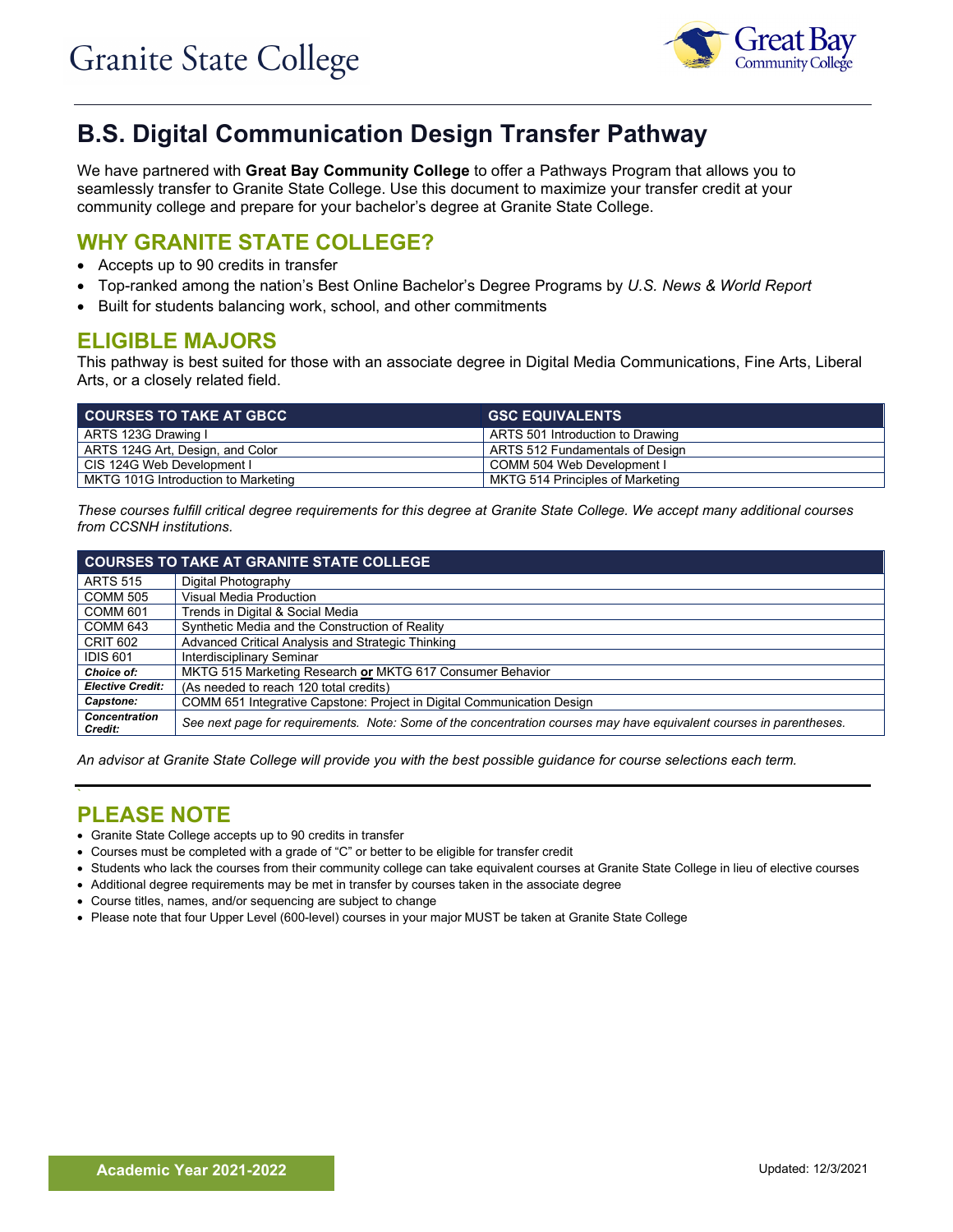Granite State College

Great Bay Community College

# B.S. Digital Communication Design Transfer Pathway

We have partnered with **Great Bay Community College** to offer a Pathways Program that allows you to seamlessly transfer to Granite State College. Use this document to maximize your transfer credit at your community college and prepare for your bachelor's degree at Granite State College.

## WHY GRANITE STATE COLLEGE?

- Accepts up to 90 credits in transfer
- Top-ranked among the nation's Best Online Bachelor's Degree Programs by *U.S. News & World Report*
- Built for students balancing work, school, and other commitments

## ELIGIBLE MAJORS

This pathway is best suited for those with an associate degree in Digital Media Communications, Fine Arts, Liberal Arts, or a closely related field.

| COURSES TO TAKE AT GBCC | GSC EQUIVALENTS |
|---|---|
| ARTS 123G Drawing I | ARTS 501 Introduction to Drawing |
| ARTS 124G Art, Design, and Color | ARTS 512 Fundamentals of Design |
| CIS 124G Web Development I | COMM 504 Web Development I |
| MKTG 101G Introduction to Marketing | MKTG 514 Principles of Marketing |

*These courses fulfill critical degree requirements for this degree at Granite State College. We accept many additional courses from CCSNH institutions.*

| COURSES TO TAKE AT GRANITE STATE COLLEGE | |
|---|---|
| ARTS 515 | Digital Photography |
| COMM 505 | Visual Media Production |
| COMM 601 | Trends in Digital & Social Media |
| COMM 643 | Synthetic Media and the Construction of Reality |
| CRIT 602 | Advanced Critical Analysis and Strategic Thinking |
| IDIS 601 | Interdisciplinary Seminar |
| ***Choice of:*** | MKTG 515 Marketing Research **or** MKTG 617 Consumer Behavior |
| ***Elective Credit:*** | (As needed to reach 120 total credits) |
| ***Capstone:*** | COMM 651 Integrative Capstone: Project in Digital Communication Design |
| ***Concentration Credit:*** | *See next page for requirements. Note: Some of the concentration courses may have equivalent courses in parentheses.* |

*An advisor at Granite State College will provide you with the best possible guidance for course selections each term.*

## PLEASE NOTE

- Granite State College accepts up to 90 credits in transfer
- Courses must be completed with a grade of "C" or better to be eligible for transfer credit
- Students who lack the courses from their community college can take equivalent courses at Granite State College in lieu of elective courses
- Additional degree requirements may be met in transfer by courses taken in the associate degree
- Course titles, names, and/or sequencing are subject to change
- Please note that four Upper Level (600-level) courses in your major MUST be taken at Granite State College

**Academic Year 2021-2022**

Updated: 12/3/2021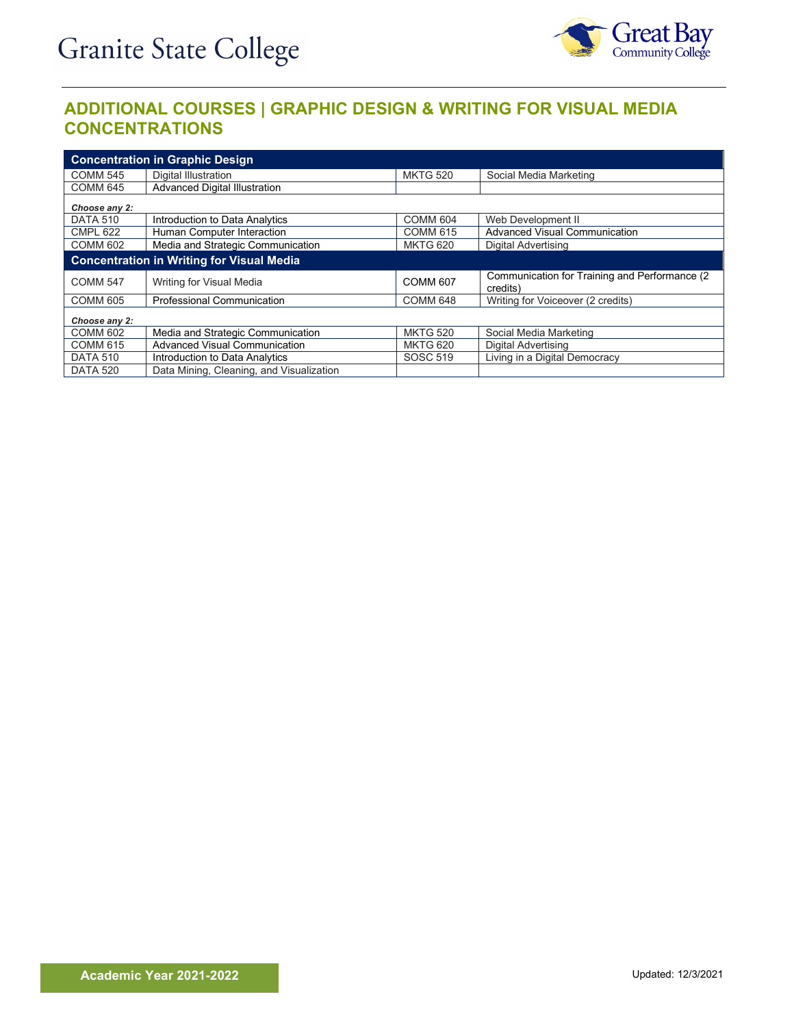## ADDITIONAL COURSES | GRAPHIC DESIGN & WRITING FOR VISUAL MEDIA CONCENTRATIONS

| **Concentration in Graphic Design** | | | |
|---|---|---|---|
| COMM 545 | Digital Illustration | MKTG 520 | Social Media Marketing |
| COMM 645 | Advanced Digital Illustration | | |
| ***Choose any 2:*** | | | |
| DATA 510 | Introduction to Data Analytics | COMM 604 | Web Development II |
| CMPL 622 | Human Computer Interaction | COMM 615 | Advanced Visual Communication |
| COMM 602 | Media and Strategic Communication | MKTG 620 | Digital Advertising |
| **Concentration in Writing for Visual Media** | | | |
| COMM 547 | Writing for Visual Media | COMM 607 | Communication for Training and Performance (2 credits) |
| COMM 605 | Professional Communication | COMM 648 | Writing for Voiceover (2 credits) |
| ***Choose any 2:*** | | | |
| COMM 602 | Media and Strategic Communication | MKTG 520 | Social Media Marketing |
| COMM 615 | Advanced Visual Communication | MKTG 620 | Digital Advertising |
| DATA 510 | Introduction to Data Analytics | SOSC 519 | Living in a Digital Democracy |
| DATA 520 | Data Mining, Cleaning, and Visualization | | |

**Academic Year 2021-2022**

Updated: 12/3/2021